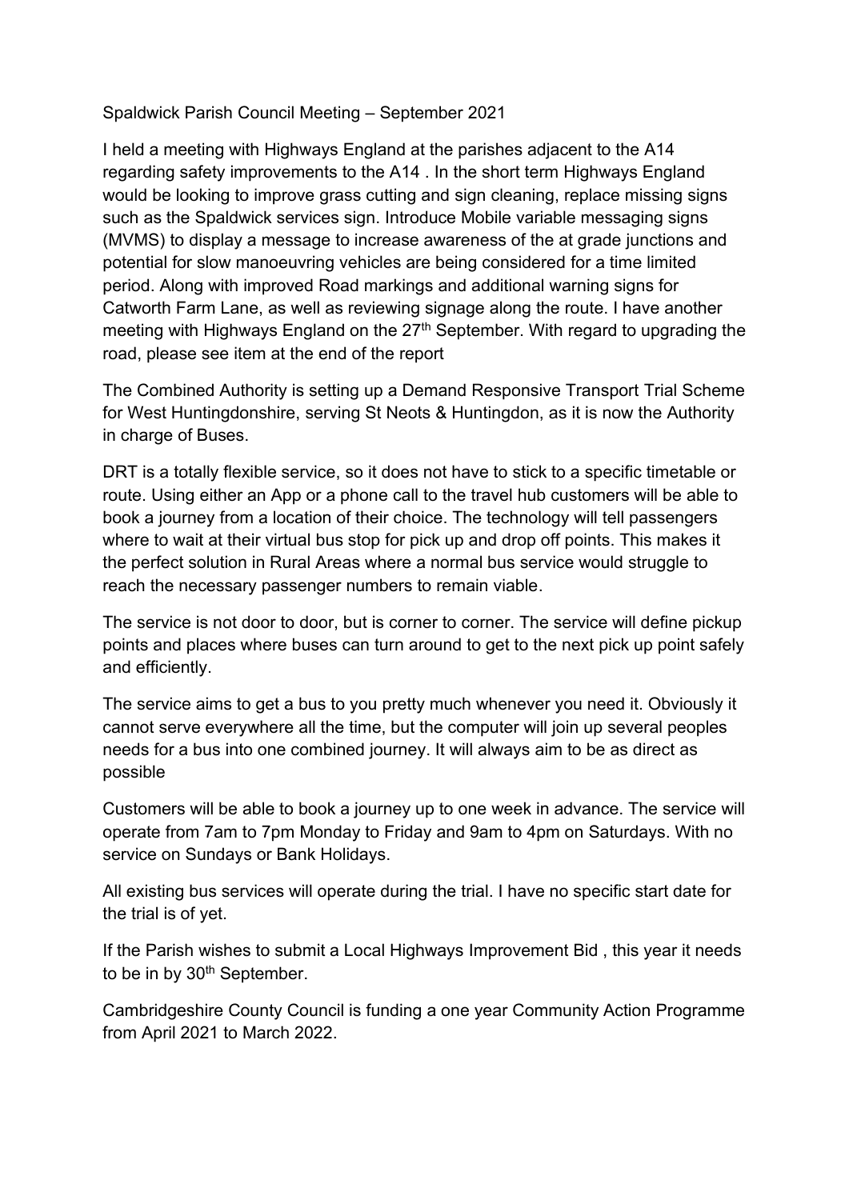Spaldwick Parish Council Meeting – September 2021

I held a meeting with Highways England at the parishes adjacent to the A14 regarding safety improvements to the A14 . In the short term Highways England would be looking to improve grass cutting and sign cleaning, replace missing signs such as the Spaldwick services sign. Introduce Mobile variable messaging signs (MVMS) to display a message to increase awareness of the at grade junctions and potential for slow manoeuvring vehicles are being considered for a time limited period. Along with improved Road markings and additional warning signs for Catworth Farm Lane, as well as reviewing signage along the route. I have another meeting with Highways England on the 27th September. With regard to upgrading the road, please see item at the end of the report

The Combined Authority is setting up a Demand Responsive Transport Trial Scheme for West Huntingdonshire, serving St Neots & Huntingdon, as it is now the Authority in charge of Buses.

DRT is a totally flexible service, so it does not have to stick to a specific timetable or route. Using either an App or a phone call to the travel hub customers will be able to book a journey from a location of their choice. The technology will tell passengers where to wait at their virtual bus stop for pick up and drop off points. This makes it the perfect solution in Rural Areas where a normal bus service would struggle to reach the necessary passenger numbers to remain viable.

The service is not door to door, but is corner to corner. The service will define pickup points and places where buses can turn around to get to the next pick up point safely and efficiently.

The service aims to get a bus to you pretty much whenever you need it. Obviously it cannot serve everywhere all the time, but the computer will join up several peoples needs for a bus into one combined journey. It will always aim to be as direct as possible

Customers will be able to book a journey up to one week in advance. The service will operate from 7am to 7pm Monday to Friday and 9am to 4pm on Saturdays. With no service on Sundays or Bank Holidays.

All existing bus services will operate during the trial. I have no specific start date for the trial is of yet.

If the Parish wishes to submit a Local Highways Improvement Bid , this year it needs to be in by 30th September.

Cambridgeshire County Council is funding a one year Community Action Programme from April 2021 to March 2022.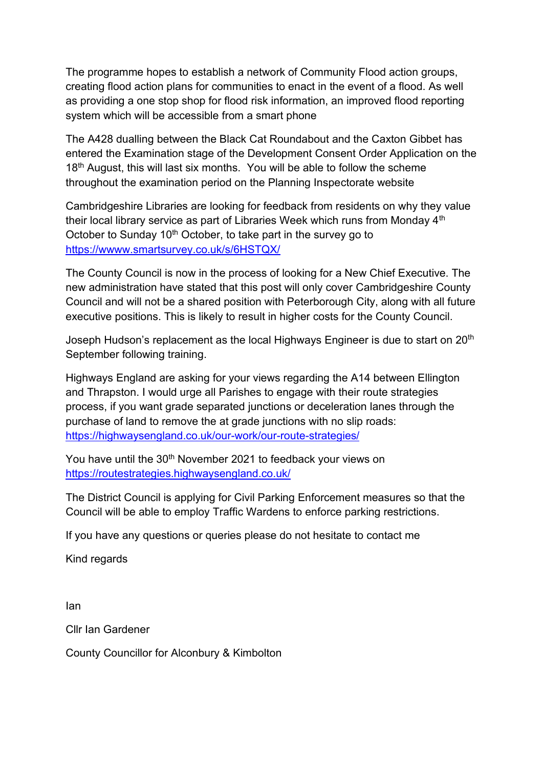The programme hopes to establish a network of Community Flood action groups, creating flood action plans for communities to enact in the event of a flood. As well as providing a one stop shop for flood risk information, an improved flood reporting system which will be accessible from a smart phone

The A428 dualling between the Black Cat Roundabout and the Caxton Gibbet has entered the Examination stage of the Development Consent Order Application on the 18th August, this will last six months.  You will be able to follow the scheme throughout the examination period on the Planning Inspectorate website

Cambridgeshire Libraries are looking for feedback from residents on why they value their local library service as part of Libraries Week which runs from Monday 4th October to Sunday 10th October, to take part in the survey go to https://wwww.smartsurvey.co.uk/s/6HSTQX/

The County Council is now in the process of looking for a New Chief Executive. The new administration have stated that this post will only cover Cambridgeshire County Council and will not be a shared position with Peterborough City, along with all future executive positions. This is likely to result in higher costs for the County Council.

Joseph Hudson's replacement as the local Highways Engineer is due to start on 20th September following training.

Highways England are asking for your views regarding the A14 between Ellington and Thrapston. I would urge all Parishes to engage with their route strategies process, if you want grade separated junctions or deceleration lanes through the purchase of land to remove the at grade junctions with no slip roads: https://highwaysengland.co.uk/our-work/our-route-strategies/

You have until the 30th November 2021 to feedback your views on https://routestrategies.highwaysengland.co.uk/

The District Council is applying for Civil Parking Enforcement measures so that the Council will be able to employ Traffic Wardens to enforce parking restrictions.

If you have any questions or queries please do not hesitate to contact me

Kind regards

Ian

Cllr Ian Gardener

County Councillor for Alconbury & Kimbolton